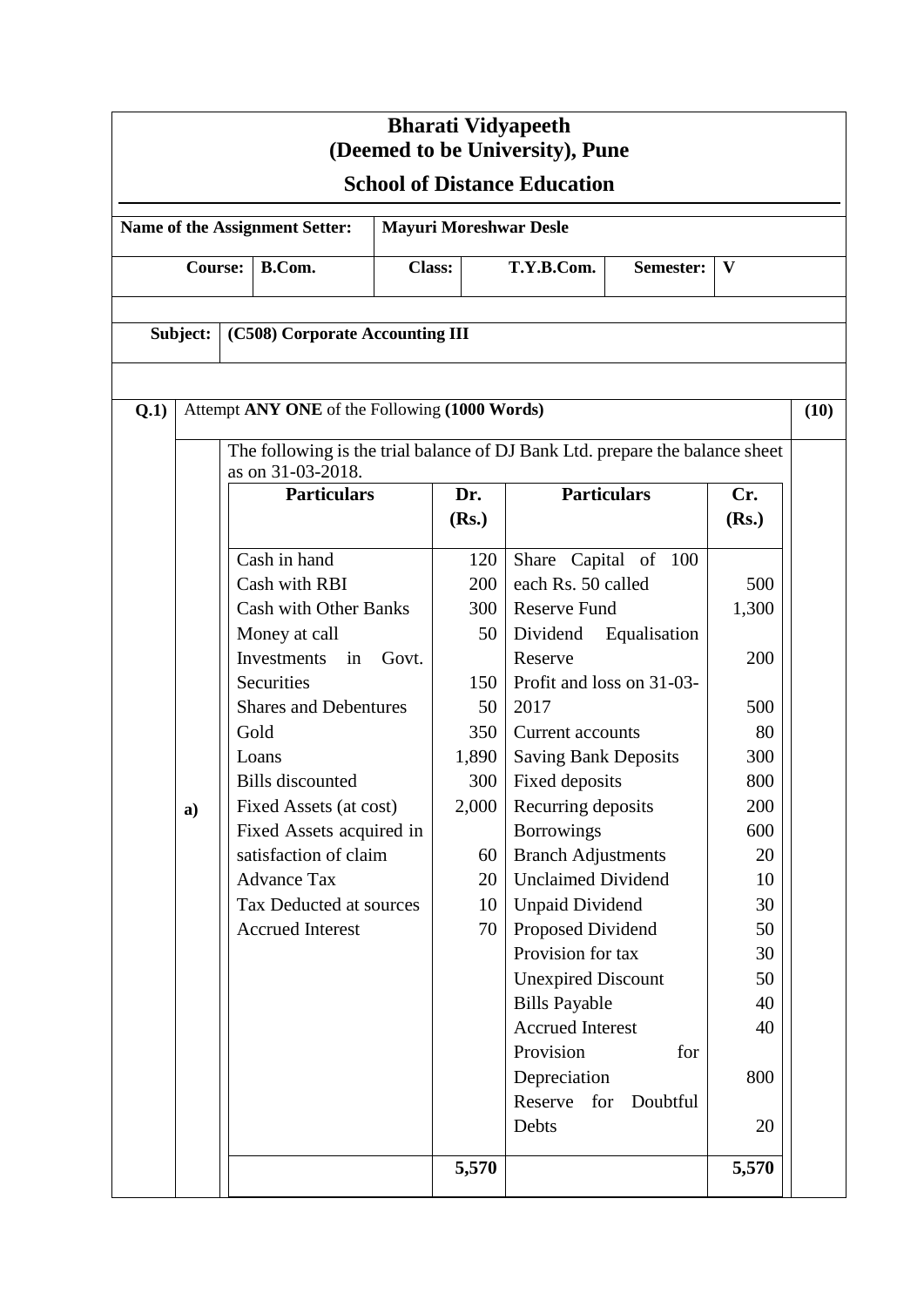# Bharati Vidyapeeth
# (Deemed to be University), Pune

## School of Distance Education

| Name of the Assignment Setter: | Mayuri Moreshwar Desle | | | | |
|---|---|---|---|---|---|
| **Course:** | **B.Com.** | **Class:** | **T.Y.B.Com.** | **Semester:** | **V** |

**Subject:** **(C508) Corporate Accounting III**

**Q.1)** Attempt **ANY ONE** of the Following **(1000 Words)** **(10)**

**a)** The following is the trial balance of DJ Bank Ltd. prepare the balance sheet as on 31-03-2018.

| Particulars | Dr. (Rs.) | Particulars | Cr. (Rs.) |
|---|---|---|---|
| Cash in hand | 120 | Share Capital of 100 each Rs. 50 called | 500 |
| Cash with RBI | 200 | Reserve Fund | 1,300 |
| Cash with Other Banks | 300 | Dividend Equalisation Reserve | 200 |
| Money at call | 50 | Profit and loss on 31-03-2017 | 500 |
| Investments in Govt. Securities | 150 | Current accounts | 80 |
| Shares and Debentures | 50 | Saving Bank Deposits | 300 |
| Gold | 350 | Fixed deposits | 800 |
| Loans | 1,890 | Recurring deposits | 200 |
| Bills discounted | 300 | Borrowings | 600 |
| Fixed Assets (at cost) | 2,000 | Branch Adjustments | 20 |
| Fixed Assets acquired in satisfaction of claim | 60 | Unclaimed Dividend | 10 |
| Advance Tax | 20 | Unpaid Dividend | 30 |
| Tax Deducted at sources | 10 | Proposed Dividend | 50 |
| Accrued Interest | 70 | Provision for tax | 30 |
| | | Unexpired Discount | 50 |
| | | Bills Payable | 40 |
| | | Accrued Interest | 40 |
| | | Provision for Depreciation | 800 |
| | | Reserve for Doubtful Debts | 20 |
| | **5,570** | | **5,570** |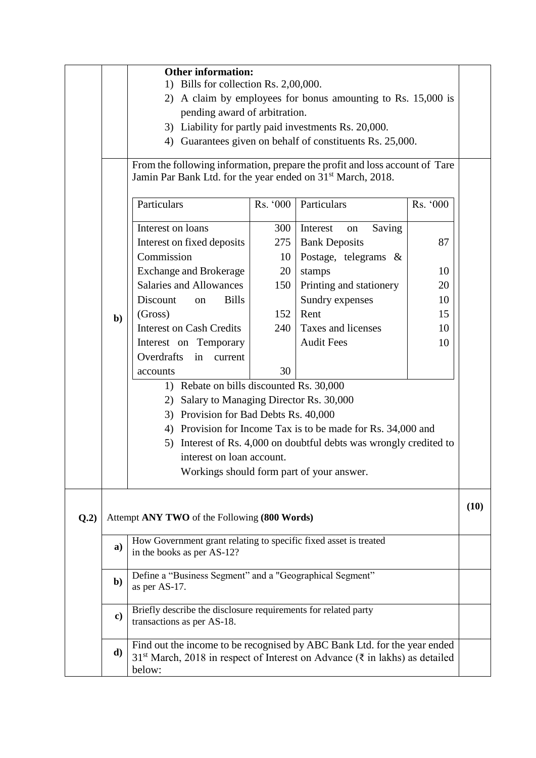**Other information:**

1) Bills for collection Rs. 2,00,000.
2) A claim by employees for bonus amounting to Rs. 15,000 is pending award of arbitration.
3) Liability for partly paid investments Rs. 20,000.
4) Guarantees given on behalf of constituents Rs. 25,000.

**b)** From the following information, prepare the profit and loss account of Tare Jamin Par Bank Ltd. for the year ended on 31st March, 2018.

| Particulars | Rs. '000 | Particulars | Rs. '000 |
|---|---|---|---|
| Interest on loans | 300 | Interest on Saving Bank Deposits | 87 |
| Interest on fixed deposits | 275 | Postage, telegrams & stamps | 10 |
| Commission | 10 | Printing and stationery | 20 |
| Exchange and Brokerage | 20 | Sundry expenses | 10 |
| Salaries and Allowances | 150 | Rent | 15 |
| Discount on Bills (Gross) | 152 | Taxes and licenses | 10 |
| Interest on Cash Credits | 240 | Audit Fees | 10 |
| Interest on Temporary Overdrafts in current accounts | 30 | | |

1) Rebate on bills discounted Rs. 30,000
2) Salary to Managing Director Rs. 30,000
3) Provision for Bad Debts Rs. 40,000
4) Provision for Income Tax is to be made for Rs. 34,000 and
5) Interest of Rs. 4,000 on doubtful debts was wrongly credited to interest on loan account.

Workings should form part of your answer.

**Q.2)** Attempt **ANY TWO** of the Following **(800 Words)** **(10)**

**a)** How Government grant relating to specific fixed asset is treated in the books as per AS-12?

**b)** Define a "Business Segment" and a "Geographical Segment" as per AS-17.

**c)** Briefly describe the disclosure requirements for related party transactions as per AS-18.

**d)** Find out the income to be recognised by ABC Bank Ltd. for the year ended 31st March, 2018 in respect of Interest on Advance (₹ in lakhs) as detailed below: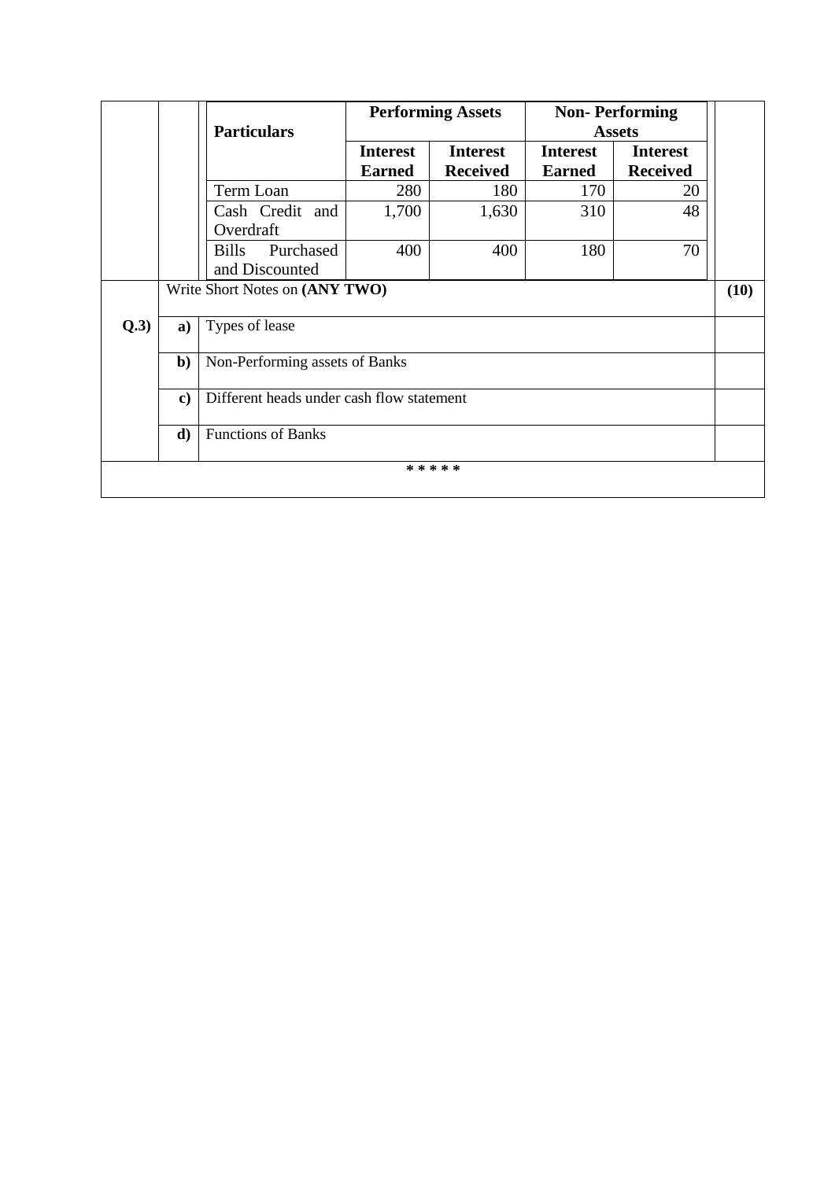| Particulars | Performing Assets | | Non- Performing Assets | |
|---|---|---|---|---|
| | **Interest Earned** | **Interest Received** | **Interest Earned** | **Interest Received** |
| Term Loan | 280 | 180 | 170 | 20 |
| Cash Credit and Overdraft | 1,700 | 1,630 | 310 | 48 |
| Bills Purchased and Discounted | 400 | 400 | 180 | 70 |

**Q.3)** Write Short Notes on **(ANY TWO)** **(10)**

**a)** Types of lease

**b)** Non-Performing assets of Banks

**c)** Different heads under cash flow statement

**d)** Functions of Banks

*****